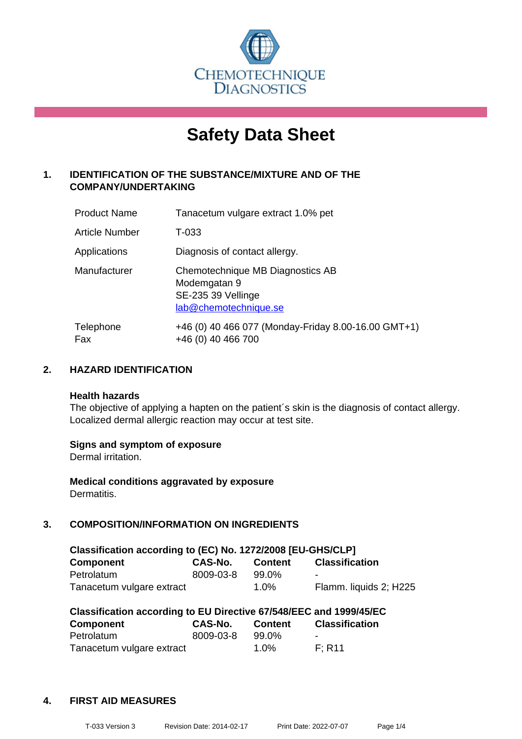CHEMOTECHNIQUE DIAGNOSTICS

# Safety Data Sheet

## 1. IDENTIFICATION OF THE SUBSTANCE/MIXTURE AND OF THE COMPANY/UNDERTAKING

| | |
|---|---|
| Product Name | Tanacetum vulgare extract 1.0% pet |
| Article Number | T-033 |
| Applications | Diagnosis of contact allergy. |
| Manufacturer | Chemotechnique MB Diagnostics AB<br>Modemgatan 9<br>SE-235 39 Vellinge<br>lab@chemotechnique.se |
| Telephone<br>Fax | +46 (0) 40 466 077 (Monday-Friday 8.00-16.00 GMT+1)<br>+46 (0) 40 466 700 |

## 2. HAZARD IDENTIFICATION

**Health hazards**
The objective of applying a hapten on the patient´s skin is the diagnosis of contact allergy. Localized dermal allergic reaction may occur at test site.

**Signs and symptom of exposure**
Dermal irritation.

**Medical conditions aggravated by exposure**
Dermatitis.

## 3. COMPOSITION/INFORMATION ON INGREDIENTS

**Classification according to (EC) No. 1272/2008 [EU-GHS/CLP]**

| Component | CAS-No. | Content | Classification |
|---|---|---|---|
| Petrolatum | 8009-03-8 | 99.0% | - |
| Tanacetum vulgare extract | | 1.0% | Flamm. liquids 2; H225 |

**Classification according to EU Directive 67/548/EEC and 1999/45/EC**

| Component | CAS-No. | Content | Classification |
|---|---|---|---|
| Petrolatum | 8009-03-8 | 99.0% | - |
| Tanacetum vulgare extract | | 1.0% | F; R11 |

## 4. FIRST AID MEASURES

T-033 Version 3 Revision Date: 2014-02-17 Print Date: 2022-07-07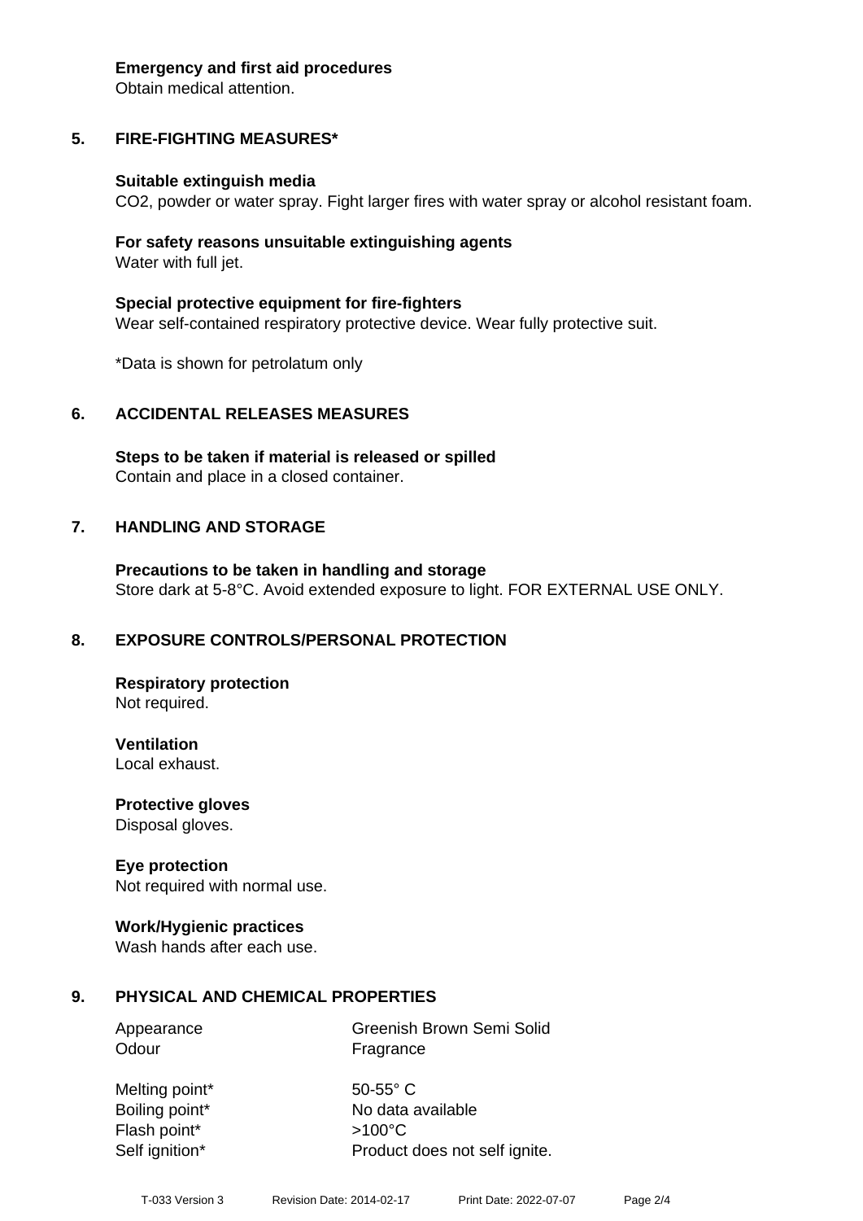**Emergency and first aid procedures**
Obtain medical attention.

## 5. FIRE-FIGHTING MEASURES*

**Suitable extinguish media**
$CO_2$, powder or water spray. Fight larger fires with water spray or alcohol resistant foam.

**For safety reasons unsuitable extinguishing agents**
Water with full jet.

**Special protective equipment for fire-fighters**
Wear self-contained respiratory protective device. Wear fully protective suit.

*Data is shown for petrolatum only

## 6. ACCIDENTAL RELEASES MEASURES

**Steps to be taken if material is released or spilled**
Contain and place in a closed container.

## 7. HANDLING AND STORAGE

**Precautions to be taken in handling and storage**
Store dark at 5-8°C. Avoid extended exposure to light. FOR EXTERNAL USE ONLY.

## 8. EXPOSURE CONTROLS/PERSONAL PROTECTION

**Respiratory protection**
Not required.

**Ventilation**
Local exhaust.

**Protective gloves**
Disposal gloves.

**Eye protection**
Not required with normal use.

**Work/Hygienic practices**
Wash hands after each use.

## 9. PHYSICAL AND CHEMICAL PROPERTIES

| | |
|---|---|
| Appearance | Greenish Brown Semi Solid |
| Odour | Fragrance |
| Melting point* | 50-55° C |
| Boiling point* | No data available |
| Flash point* | >100°C |
| Self ignition* | Product does not self ignite. |

T-033 Version 3 Revision Date: 2014-02-17 Print Date: 2022-07-07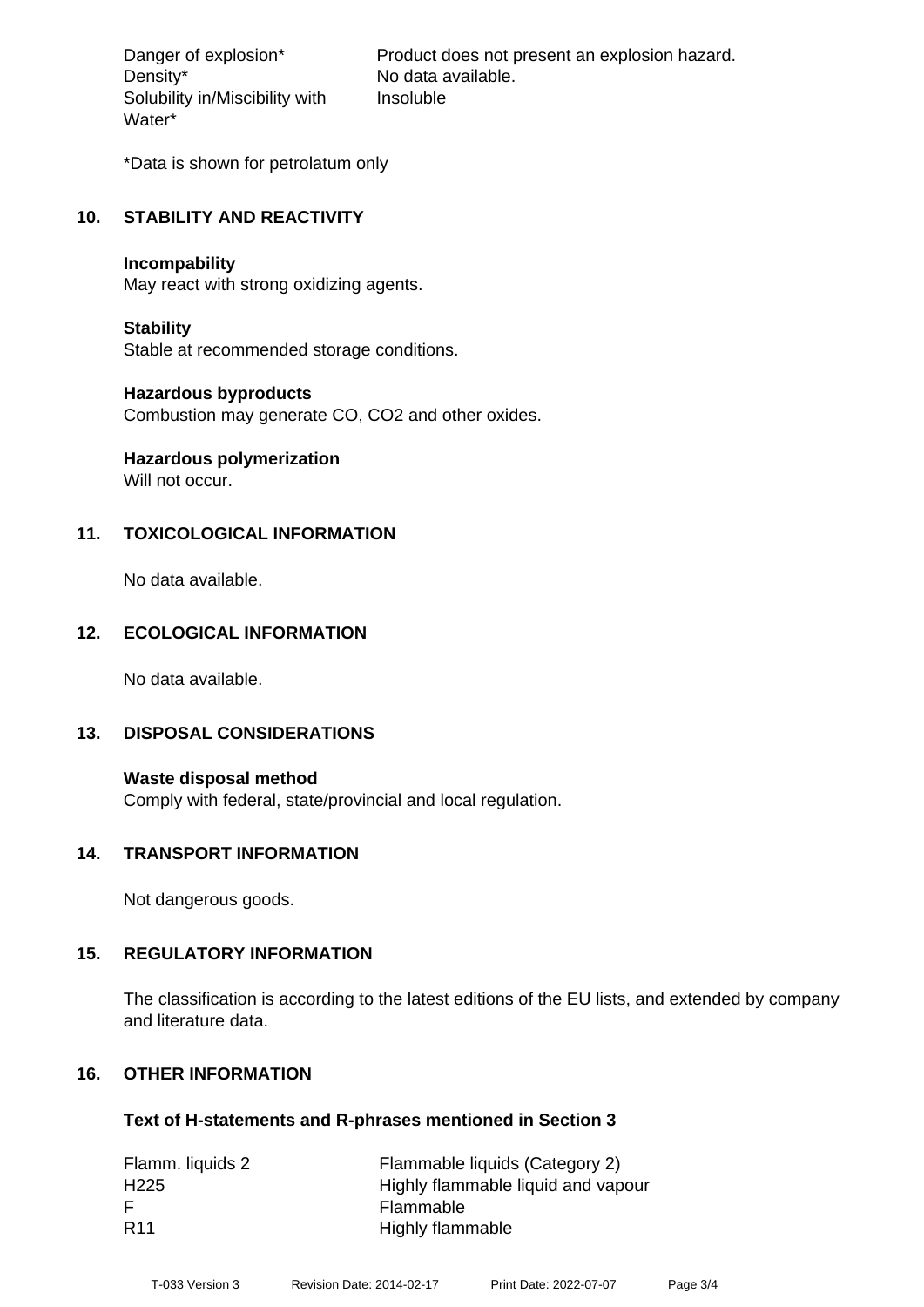| | |
|---|---|
| Danger of explosion* | Product does not present an explosion hazard. |
| Density* | No data available. |
| Solubility in/Miscibility with Water* | Insoluble |

*Data is shown for petrolatum only

## 10. STABILITY AND REACTIVITY

**Incompability**
May react with strong oxidizing agents.

**Stability**
Stable at recommended storage conditions.

**Hazardous byproducts**
Combustion may generate CO, $CO_2$ and other oxides.

**Hazardous polymerization**
Will not occur.

## 11. TOXICOLOGICAL INFORMATION

No data available.

## 12. ECOLOGICAL INFORMATION

No data available.

## 13. DISPOSAL CONSIDERATIONS

**Waste disposal method**
Comply with federal, state/provincial and local regulation.

## 14. TRANSPORT INFORMATION

Not dangerous goods.

## 15. REGULATORY INFORMATION

The classification is according to the latest editions of the EU lists, and extended by company and literature data.

## 16. OTHER INFORMATION

### Text of H-statements and R-phrases mentioned in Section 3

| | |
|---|---|
| Flamm. liquids 2 | Flammable liquids (Category 2) |
| H225 | Highly flammable liquid and vapour |
| F | Flammable |
| R11 | Highly flammable |

T-033 Version 3 Revision Date: 2014-02-17 Print Date: 2022-07-07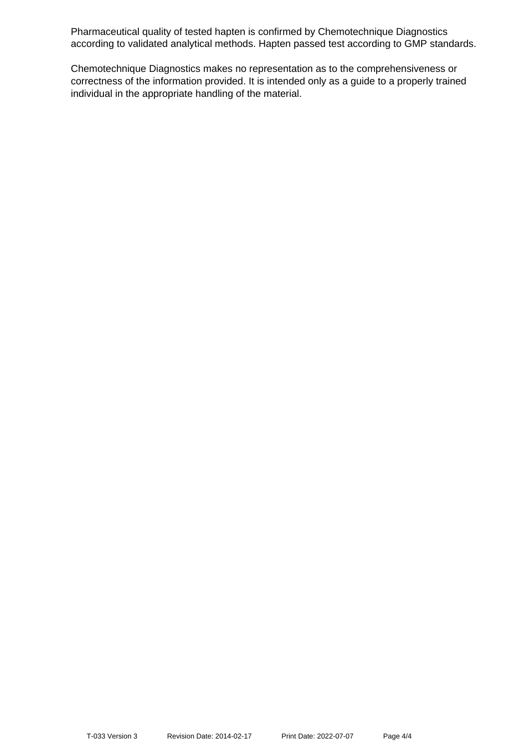Pharmaceutical quality of tested hapten is confirmed by Chemotechnique Diagnostics according to validated analytical methods. Hapten passed test according to GMP standards.

Chemotechnique Diagnostics makes no representation as to the comprehensiveness or correctness of the information provided. It is intended only as a guide to a properly trained individual in the appropriate handling of the material.